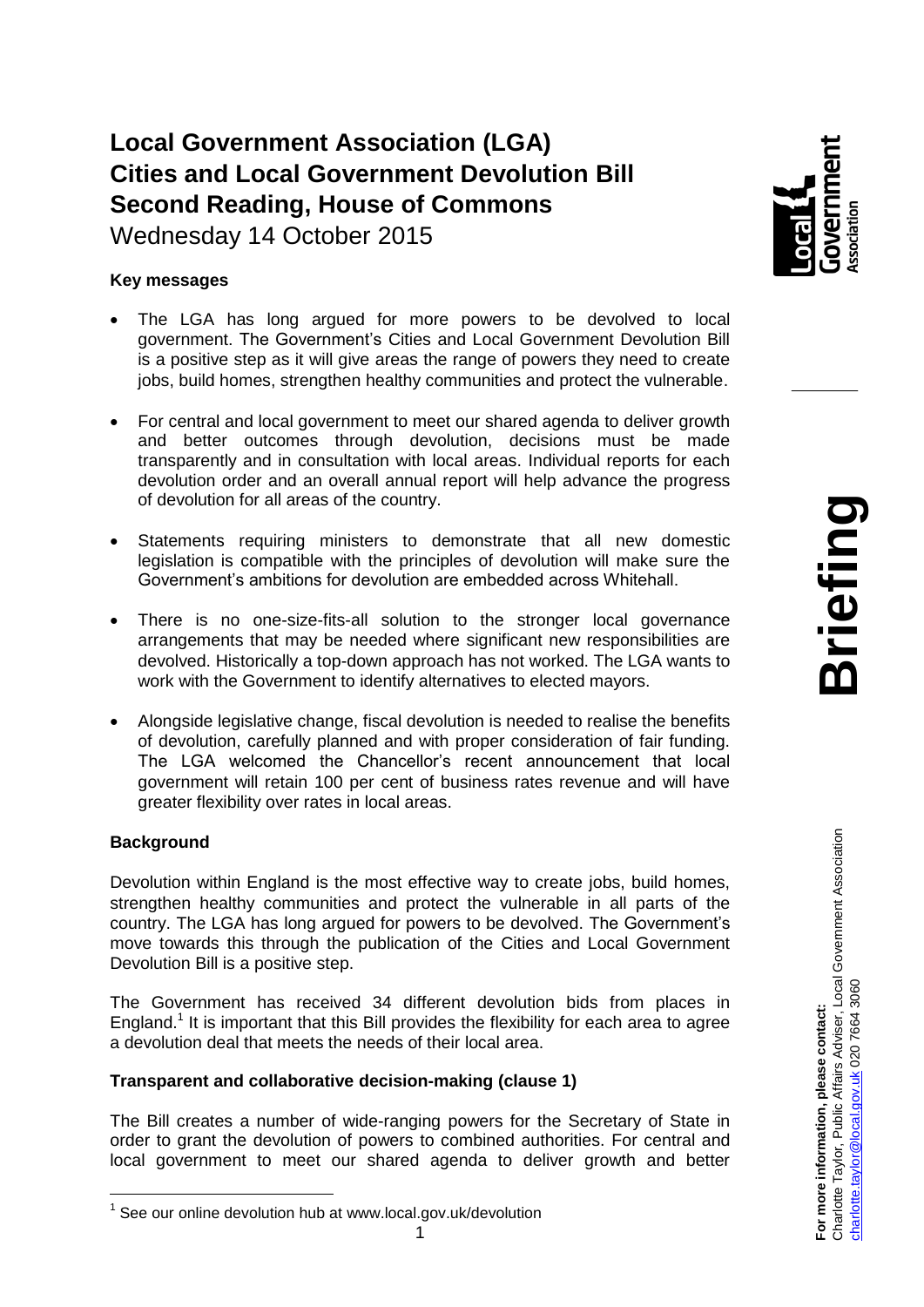# Local Government Association (LGA)
# Cities and Local Government Devolution Bill
# Second Reading, House of Commons

Wednesday 14 October 2015

**Key messages**

- The LGA has long argued for more powers to be devolved to local government. The Government's Cities and Local Government Devolution Bill is a positive step as it will give areas the range of powers they need to create jobs, build homes, strengthen healthy communities and protect the vulnerable.
- For central and local government to meet our shared agenda to deliver growth and better outcomes through devolution, decisions must be made transparently and in consultation with local areas. Individual reports for each devolution order and an overall annual report will help advance the progress of devolution for all areas of the country.
- Statements requiring ministers to demonstrate that all new domestic legislation is compatible with the principles of devolution will make sure the Government's ambitions for devolution are embedded across Whitehall.
- There is no one-size-fits-all solution to the stronger local governance arrangements that may be needed where significant new responsibilities are devolved. Historically a top-down approach has not worked. The LGA wants to work with the Government to identify alternatives to elected mayors.
- Alongside legislative change, fiscal devolution is needed to realise the benefits of devolution, carefully planned and with proper consideration of fair funding. The LGA welcomed the Chancellor's recent announcement that local government will retain 100 per cent of business rates revenue and will have greater flexibility over rates in local areas.

**Background**

Devolution within England is the most effective way to create jobs, build homes, strengthen healthy communities and protect the vulnerable in all parts of the country. The LGA has long argued for powers to be devolved. The Government's move towards this through the publication of the Cities and Local Government Devolution Bill is a positive step.

The Government has received 34 different devolution bids from places in England.[1] It is important that this Bill provides the flexibility for each area to agree a devolution deal that meets the needs of their local area.

**Transparent and collaborative decision-making (clause 1)**

The Bill creates a number of wide-ranging powers for the Secretary of State in order to grant the devolution of powers to combined authorities. For central and local government to meet our shared agenda to deliver growth and better

[1] See our online devolution hub at www.local.gov.uk/devolution

**For more information, please contact:**
Charlotte Taylor, Public Affairs Adviser, Local Government Association
charlotte.taylor@local.gov.uk 020 7664 3060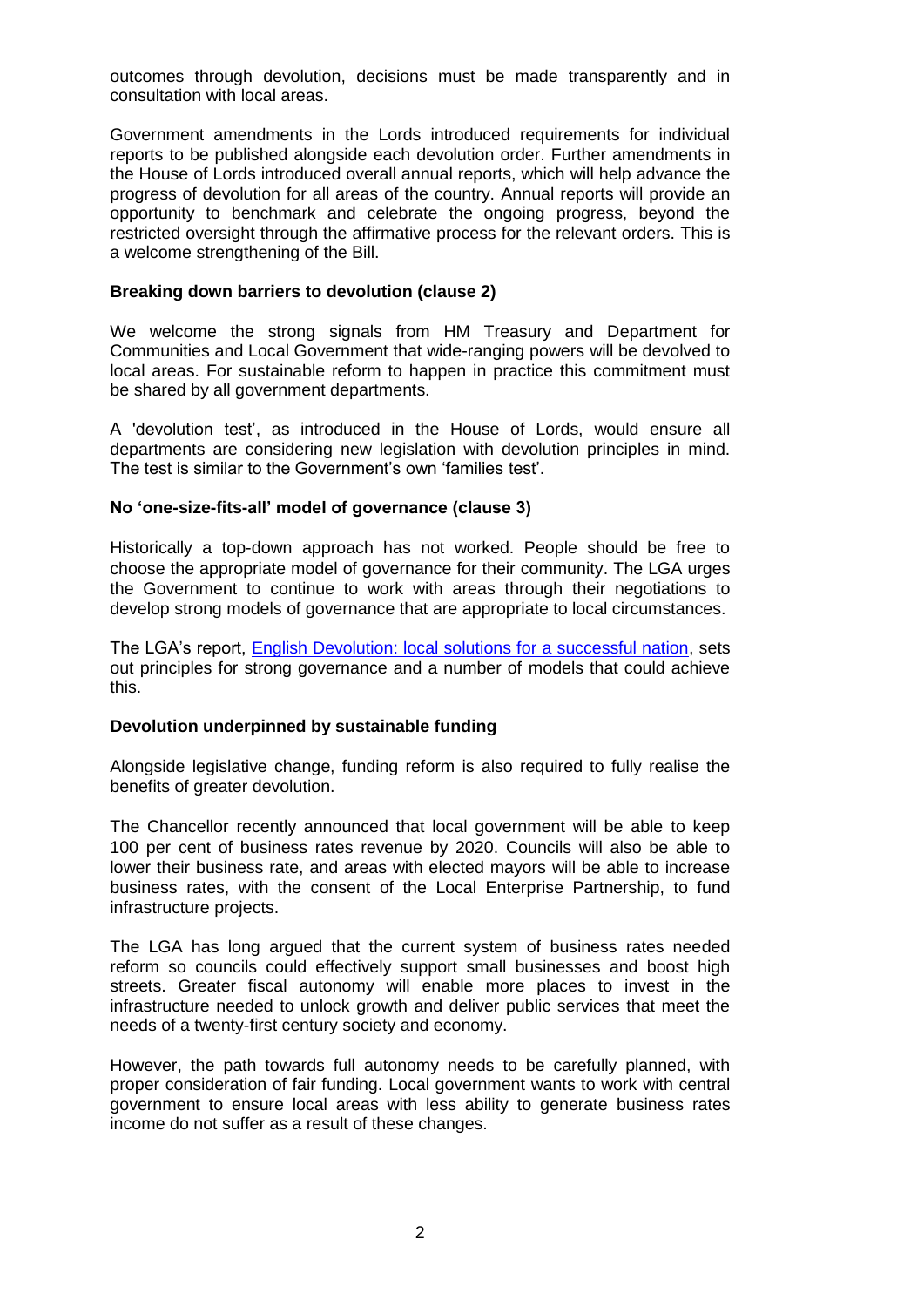outcomes through devolution, decisions must be made transparently and in consultation with local areas.

Government amendments in the Lords introduced requirements for individual reports to be published alongside each devolution order. Further amendments in the House of Lords introduced overall annual reports, which will help advance the progress of devolution for all areas of the country. Annual reports will provide an opportunity to benchmark and celebrate the ongoing progress, beyond the restricted oversight through the affirmative process for the relevant orders. This is a welcome strengthening of the Bill.

**Breaking down barriers to devolution (clause 2)**

We welcome the strong signals from HM Treasury and Department for Communities and Local Government that wide-ranging powers will be devolved to local areas. For sustainable reform to happen in practice this commitment must be shared by all government departments.

A 'devolution test', as introduced in the House of Lords, would ensure all departments are considering new legislation with devolution principles in mind. The test is similar to the Government's own 'families test'.

**No 'one-size-fits-all' model of governance (clause 3)**

Historically a top-down approach has not worked. People should be free to choose the appropriate model of governance for their community. The LGA urges the Government to continue to work with areas through their negotiations to develop strong models of governance that are appropriate to local circumstances.

The LGA's report, English Devolution: local solutions for a successful nation, sets out principles for strong governance and a number of models that could achieve this.

**Devolution underpinned by sustainable funding**

Alongside legislative change, funding reform is also required to fully realise the benefits of greater devolution.

The Chancellor recently announced that local government will be able to keep 100 per cent of business rates revenue by 2020. Councils will also be able to lower their business rate, and areas with elected mayors will be able to increase business rates, with the consent of the Local Enterprise Partnership, to fund infrastructure projects.

The LGA has long argued that the current system of business rates needed reform so councils could effectively support small businesses and boost high streets. Greater fiscal autonomy will enable more places to invest in the infrastructure needed to unlock growth and deliver public services that meet the needs of a twenty-first century society and economy.

However, the path towards full autonomy needs to be carefully planned, with proper consideration of fair funding. Local government wants to work with central government to ensure local areas with less ability to generate business rates income do not suffer as a result of these changes.